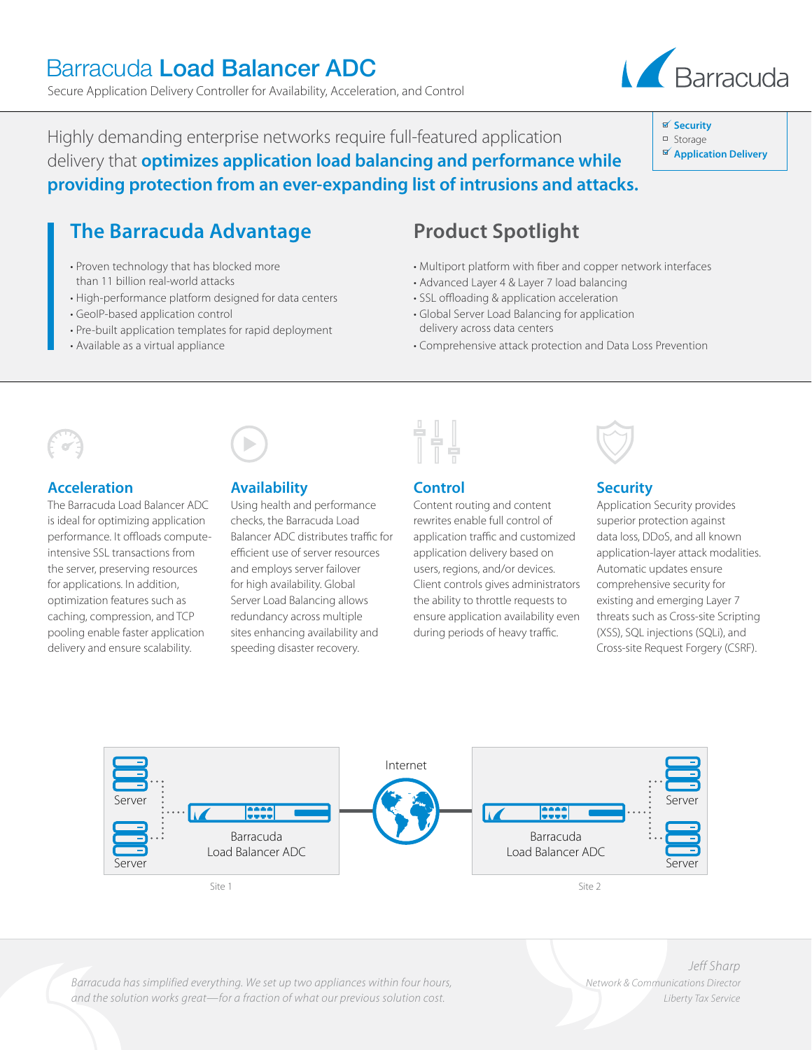# Barracuda **Load Balancer ADC**

Secure Application Delivery Controller for Availability, Acceleration, and Control

- ☑ **Security**
- ☐ Storage
- ☑ **Application Delivery**

Highly demanding enterprise networks require full-featured application delivery that **optimizes application load balancing and performance while providing protection from an ever-expanding list of intrusions and attacks.**

## The Barracuda Advantage

- Proven technology that has blocked more than 11 billion real-world attacks
- High-performance platform designed for data centers
- GeoIP-based application control
- Pre-built application templates for rapid deployment
- Available as a virtual appliance

## Product Spotlight

- Multiport platform with fiber and copper network interfaces
- Advanced Layer 4 & Layer 7 load balancing
- SSL offloading & application acceleration
- Global Server Load Balancing for application delivery across data centers
- Comprehensive attack protection and Data Loss Prevention

### Acceleration

The Barracuda Load Balancer ADC is ideal for optimizing application performance. It offloads compute-intensive SSL transactions from the server, preserving resources for applications. In addition, optimization features such as caching, compression, and TCP pooling enable faster application delivery and ensure scalability.

### Availability

Using health and performance checks, the Barracuda Load Balancer ADC distributes traffic for efficient use of server resources and employs server failover for high availability. Global Server Load Balancing allows redundancy across multiple sites enhancing availability and speeding disaster recovery.

### Control

Content routing and content rewrites enable full control of application traffic and customized application delivery based on users, regions, and/or devices. Client controls gives administrators the ability to throttle requests to ensure application availability even during periods of heavy traffic.

### Security

Application Security provides superior protection against data loss, DDoS, and all known application-layer attack modalities. Automatic updates ensure comprehensive security for existing and emerging Layer 7 threats such as Cross-site Scripting (XSS), SQL injections (SQLi), and Cross-site Request Forgery (CSRF).

Server | Server | Barracuda Load Balancer ADC | Site 1 | Internet | Barracuda Load Balancer ADC | Server | Server | Site 2

*Barracuda has simplified everything. We set up two appliances within four hours, and the solution works great—for a fraction of what our previous solution cost.*

*Jeff Sharp*
*Network & Communications Director*
*Liberty Tax Service*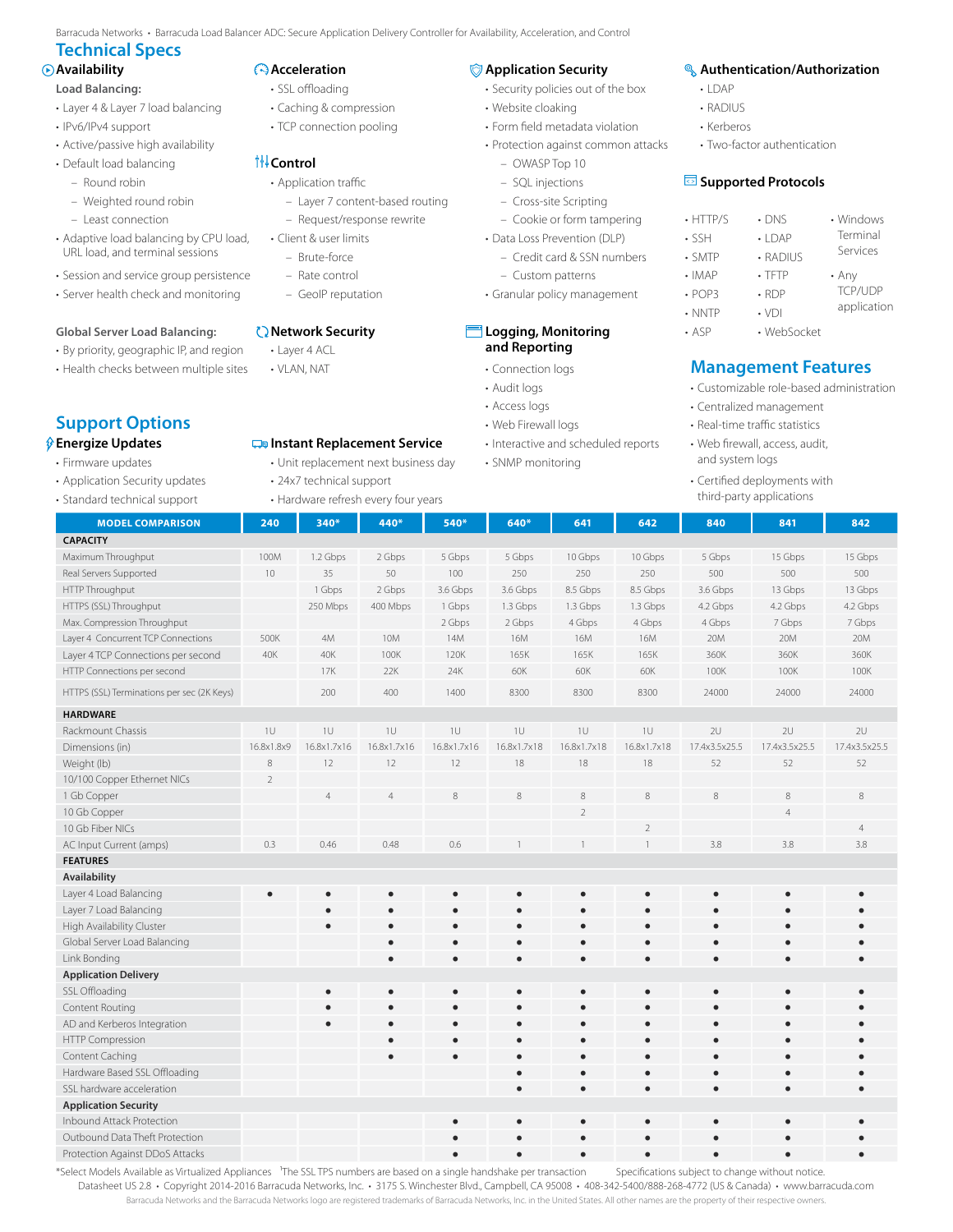## Technical Specs

### Availability

**Load Balancing:**

- Layer 4 & Layer 7 load balancing
- IPv6/IPv4 support
- Active/passive high availability
- Default load balancing
  - Round robin
  - Weighted round robin
  - Least connection
- Adaptive load balancing by CPU load, URL load, and terminal sessions
- Session and service group persistence
- Server health check and monitoring

**Global Server Load Balancing:**

- By priority, geographic IP, and region
- Health checks between multiple sites

### Acceleration

- SSL offloading
- Caching & compression
- TCP connection pooling

### Control

- Application traffic
  - Layer 7 content-based routing
  - Request/response rewrite
- Client & user limits
  - Brute-force
  - Rate control
  - GeoIP reputation

### Network Security

- Layer 4 ACL
- VLAN, NAT

### Application Security

- Security policies out of the box
- Website cloaking
- Form field metadata violation
- Protection against common attacks
  - OWASP Top 10
  - SQL injections
  - Cross-site Scripting
  - Cookie or form tampering
- Data Loss Prevention (DLP)
  - Credit card & SSN numbers
  - Custom patterns
- Granular policy management

### Logging, Monitoring and Reporting

- Connection logs
- Audit logs
- Access logs
- Web Firewall logs
- Interactive and scheduled reports
- SNMP monitoring

### Authentication/Authorization

- LDAP
- RADIUS
- Kerberos
- Two-factor authentication

### Supported Protocols

- HTTP/S
- SSH
- SMTP
- IMAP
- POP3
- NNTP
- ASP
- DNS
- LDAP
- RADIUS
- TFTP
- RDP
- VDI
- WebSocket
- Windows Terminal Services
- Any TCP/UDP application

## Management Features

- Customizable role-based administration
- Centralized management
- Real-time traffic statistics
- Web firewall, access, audit, and system logs
- Certified deployments with third-party applications

## Support Options

### Energize Updates

- Firmware updates
- Application Security updates
- Standard technical support

### Instant Replacement Service

- Unit replacement next business day
- 24x7 technical support
- Hardware refresh every four years

| MODEL COMPARISON | 240 | 340* | 440* | 540* | 640* | 641 | 642 | 840 | 841 | 842 |
|---|---|---|---|---|---|---|---|---|---|---|
| **CAPACITY** | | | | | | | | | | |
| Maximum Throughput | 100M | 1.2 Gbps | 2 Gbps | 5 Gbps | 5 Gbps | 10 Gbps | 10 Gbps | 5 Gbps | 15 Gbps | 15 Gbps |
| Real Servers Supported | 10 | 35 | 50 | 100 | 250 | 250 | 250 | 500 | 500 | 500 |
| HTTP Throughput | | 1 Gbps | 2 Gbps | 3.6 Gbps | 3.6 Gbps | 8.5 Gbps | 8.5 Gbps | 3.6 Gbps | 13 Gbps | 13 Gbps |
| HTTPS (SSL) Throughput | | 250 Mbps | 400 Mbps | 1 Gbps | 1.3 Gbps | 1.3 Gbps | 1.3 Gbps | 4.2 Gbps | 4.2 Gbps | 4.2 Gbps |
| Max. Compression Throughput | | | | 2 Gbps | 2 Gbps | 4 Gbps | 4 Gbps | 4 Gbps | 7 Gbps | 7 Gbps |
| Layer 4 Concurrent TCP Connections | 500K | 4M | 10M | 14M | 16M | 16M | 16M | 20M | 20M | 20M |
| Layer 4 TCP Connections per second | 40K | 40K | 100K | 120K | 165K | 165K | 165K | 360K | 360K | 360K |
| HTTP Connections per second | | 17K | 22K | 24K | 60K | 60K | 60K | 100K | 100K | 100K |
| HTTPS (SSL) Terminations per sec (2K Keys) | | 200 | 400 | 1400 | 8300 | 8300 | 8300 | 24000 | 24000 | 24000 |
| **HARDWARE** | | | | | | | | | | |
| Rackmount Chassis | 1U | 1U | 1U | 1U | 1U | 1U | 1U | 2U | 2U | 2U |
| Dimensions (in) | 16.8x1.8x9 | 16.8x1.7x16 | 16.8x1.7x16 | 16.8x1.7x16 | 16.8x1.7x18 | 16.8x1.7x18 | 16.8x1.7x18 | 17.4x3.5x25.5 | 17.4x3.5x25.5 | 17.4x3.5x25.5 |
| Weight (lb) | 8 | 12 | 12 | 12 | 18 | 18 | 18 | 52 | 52 | 52 |
| 10/100 Copper Ethernet NICs | 2 | | | | | | | | | |
| 1 Gb Copper | | 4 | 4 | 8 | 8 | 8 | 8 | 8 | 8 | 8 |
| 10 Gb Copper | | | | | | 2 | | | 4 | |
| 10 Gb Fiber NICs | | | | | | | 2 | | | 4 |
| AC Input Current (amps) | 0.3 | 0.46 | 0.48 | 0.6 | 1 | 1 | 1 | 3.8 | 3.8 | 3.8 |
| **FEATURES** | | | | | | | | | | |
| **Availability** | | | | | | | | | | |
| Layer 4 Load Balancing | ● | ● | ● | ● | ● | ● | ● | ● | ● | ● |
| Layer 7 Load Balancing | | ● | ● | ● | ● | ● | ● | ● | ● | ● |
| High Availability Cluster | | ● | ● | ● | ● | ● | ● | ● | ● | ● |
| Global Server Load Balancing | | | ● | ● | ● | ● | ● | ● | ● | ● |
| Link Bonding | | | ● | ● | ● | ● | ● | ● | ● | ● |
| **Application Delivery** | | | | | | | | | | |
| SSL Offloading | | ● | ● | ● | ● | ● | ● | ● | ● | ● |
| Content Routing | | ● | ● | ● | ● | ● | ● | ● | ● | ● |
| AD and Kerberos Integration | | ● | ● | ● | ● | ● | ● | ● | ● | ● |
| HTTP Compression | | | ● | ● | ● | ● | ● | ● | ● | ● |
| Content Caching | | | ● | ● | ● | ● | ● | ● | ● | ● |
| Hardware Based SSL Offloading | | | | | ● | ● | ● | ● | ● | ● |
| SSL hardware acceleration | | | | | ● | ● | ● | ● | ● | ● |
| **Application Security** | | | | | | | | | | |
| Inbound Attack Protection | | | | ● | ● | ● | ● | ● | ● | ● |
| Outbound Data Theft Protection | | | | ● | ● | ● | ● | ● | ● | ● |
| Protection Against DDoS Attacks | | | | ● | ● | ● | ● | ● | ● | ● |

*Select Models Available as Virtualized Appliances [1]The SSL TPS numbers are based on a single handshake per transaction Specifications subject to change without notice.

Datasheet US 2.8 • Copyright 2014-2016 Barracuda Networks, Inc. • 3175 S. Winchester Blvd., Campbell, CA 95008 • 408-342-5400/888-268-4772 (US & Canada) • www.barracuda.com

Barracuda Networks and the Barracuda Networks logo are registered trademarks of Barracuda Networks, Inc. in the United States. All other names are the property of their respective owners.